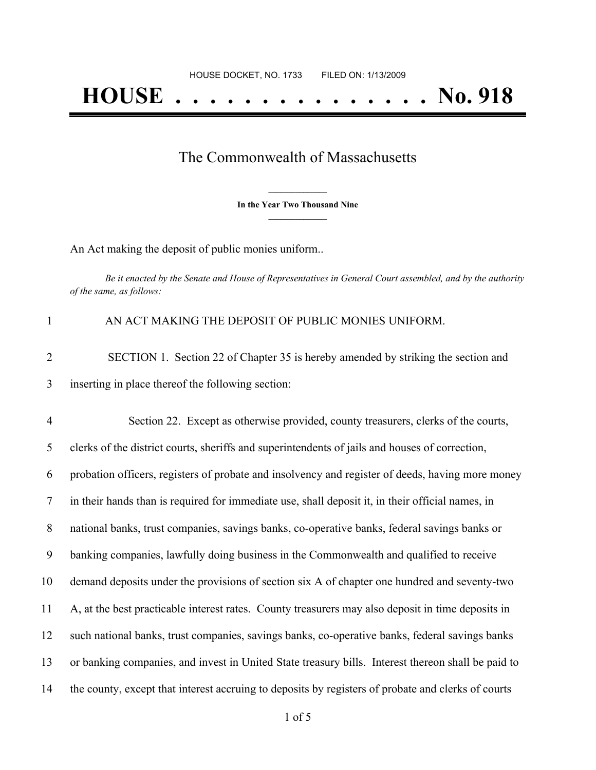HOUSE DOCKET, NO. 1733        FILED ON: 1/13/2009

# HOUSE . . . . . . . . . . . . . . . No. 918

## The Commonwealth of Massachusetts

**In the Year Two Thousand Nine**

An Act making the deposit of public monies uniform..

*Be it enacted by the Senate and House of Representatives in General Court assembled, and by the authority of the same, as follows:*

1 AN ACT MAKING THE DEPOSIT OF PUBLIC MONIES UNIFORM.

2 SECTION 1. Section 22 of Chapter 35 is hereby amended by striking the section and
3 inserting in place thereof the following section:

4 Section 22. Except as otherwise provided, county treasurers, clerks of the courts,
5 clerks of the district courts, sheriffs and superintendents of jails and houses of correction,
6 probation officers, registers of probate and insolvency and register of deeds, having more money
7 in their hands than is required for immediate use, shall deposit it, in their official names, in
8 national banks, trust companies, savings banks, co-operative banks, federal savings banks or
9 banking companies, lawfully doing business in the Commonwealth and qualified to receive
10 demand deposits under the provisions of section six A of chapter one hundred and seventy-two
11 A, at the best practicable interest rates. County treasurers may also deposit in time deposits in
12 such national banks, trust companies, savings banks, co-operative banks, federal savings banks
13 or banking companies, and invest in United State treasury bills. Interest thereon shall be paid to
14 the county, except that interest accruing to deposits by registers of probate and clerks of courts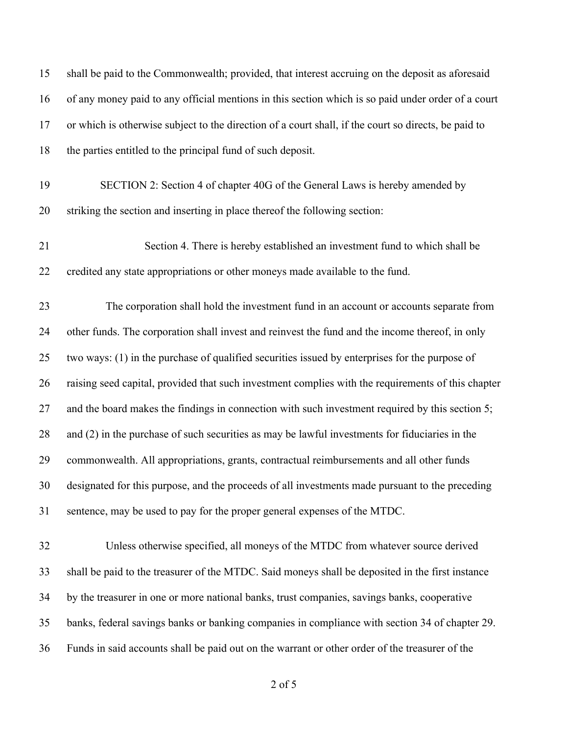shall be paid to the Commonwealth; provided, that interest accruing on the deposit as aforesaid of any money paid to any official mentions in this section which is so paid under order of a court or which is otherwise subject to the direction of a court shall, if the court so directs, be paid to the parties entitled to the principal fund of such deposit.

SECTION 2: Section 4 of chapter 40G of the General Laws is hereby amended by striking the section and inserting in place thereof the following section:

Section 4. There is hereby established an investment fund to which shall be credited any state appropriations or other moneys made available to the fund.

The corporation shall hold the investment fund in an account or accounts separate from other funds. The corporation shall invest and reinvest the fund and the income thereof, in only two ways: (1) in the purchase of qualified securities issued by enterprises for the purpose of raising seed capital, provided that such investment complies with the requirements of this chapter and the board makes the findings in connection with such investment required by this section 5; and (2) in the purchase of such securities as may be lawful investments for fiduciaries in the commonwealth. All appropriations, grants, contractual reimbursements and all other funds designated for this purpose, and the proceeds of all investments made pursuant to the preceding sentence, may be used to pay for the proper general expenses of the MTDC.

Unless otherwise specified, all moneys of the MTDC from whatever source derived shall be paid to the treasurer of the MTDC. Said moneys shall be deposited in the first instance by the treasurer in one or more national banks, trust companies, savings banks, cooperative banks, federal savings banks or banking companies in compliance with section 34 of chapter 29. Funds in said accounts shall be paid out on the warrant or other order of the treasurer of the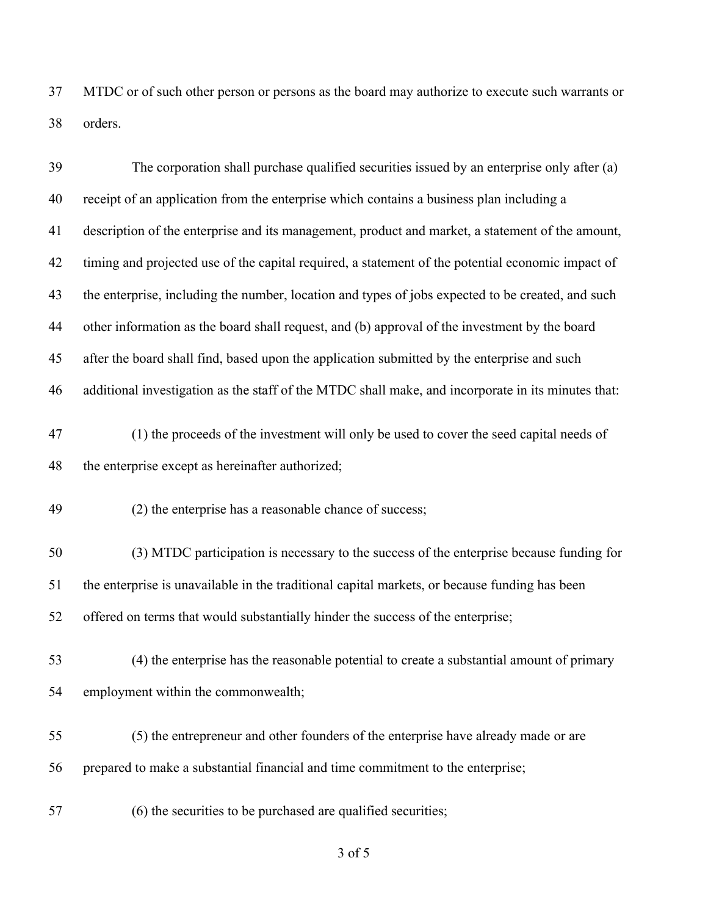MTDC or of such other person or persons as the board may authorize to execute such warrants or orders.

The corporation shall purchase qualified securities issued by an enterprise only after (a) receipt of an application from the enterprise which contains a business plan including a description of the enterprise and its management, product and market, a statement of the amount, timing and projected use of the capital required, a statement of the potential economic impact of the enterprise, including the number, location and types of jobs expected to be created, and such other information as the board shall request, and (b) approval of the investment by the board after the board shall find, based upon the application submitted by the enterprise and such additional investigation as the staff of the MTDC shall make, and incorporate in its minutes that:

(1) the proceeds of the investment will only be used to cover the seed capital needs of the enterprise except as hereinafter authorized;

(2) the enterprise has a reasonable chance of success;

(3) MTDC participation is necessary to the success of the enterprise because funding for the enterprise is unavailable in the traditional capital markets, or because funding has been offered on terms that would substantially hinder the success of the enterprise;

(4) the enterprise has the reasonable potential to create a substantial amount of primary employment within the commonwealth;

(5) the entrepreneur and other founders of the enterprise have already made or are prepared to make a substantial financial and time commitment to the enterprise;

(6) the securities to be purchased are qualified securities;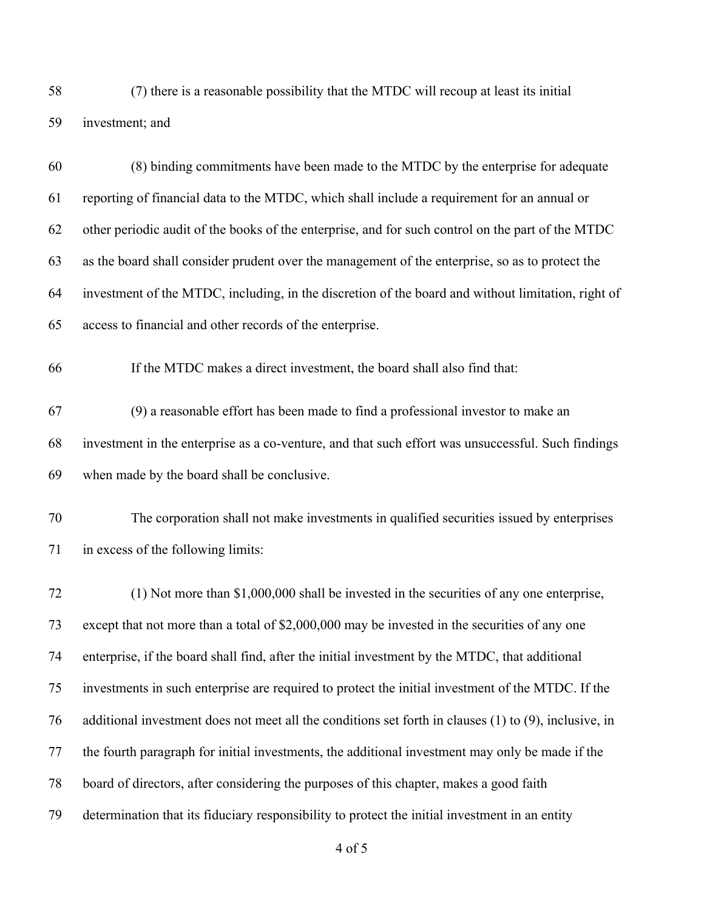(7) there is a reasonable possibility that the MTDC will recoup at least its initial investment; and

(8) binding commitments have been made to the MTDC by the enterprise for adequate reporting of financial data to the MTDC, which shall include a requirement for an annual or other periodic audit of the books of the enterprise, and for such control on the part of the MTDC as the board shall consider prudent over the management of the enterprise, so as to protect the investment of the MTDC, including, in the discretion of the board and without limitation, right of access to financial and other records of the enterprise.

If the MTDC makes a direct investment, the board shall also find that:

(9) a reasonable effort has been made to find a professional investor to make an investment in the enterprise as a co-venture, and that such effort was unsuccessful. Such findings when made by the board shall be conclusive.

The corporation shall not make investments in qualified securities issued by enterprises in excess of the following limits:

(1) Not more than $1,000,000 shall be invested in the securities of any one enterprise, except that not more than a total of $2,000,000 may be invested in the securities of any one enterprise, if the board shall find, after the initial investment by the MTDC, that additional investments in such enterprise are required to protect the initial investment of the MTDC. If the additional investment does not meet all the conditions set forth in clauses (1) to (9), inclusive, in the fourth paragraph for initial investments, the additional investment may only be made if the board of directors, after considering the purposes of this chapter, makes a good faith determination that its fiduciary responsibility to protect the initial investment in an entity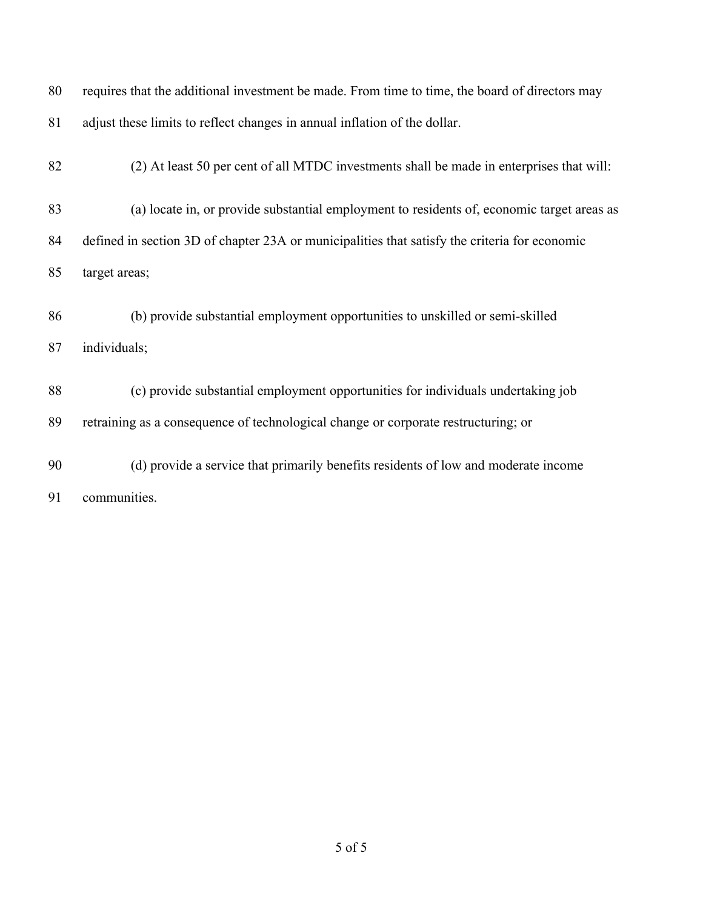requires that the additional investment be made. From time to time, the board of directors may adjust these limits to reflect changes in annual inflation of the dollar.

(2) At least 50 per cent of all MTDC investments shall be made in enterprises that will:

(a) locate in, or provide substantial employment to residents of, economic target areas as defined in section 3D of chapter 23A or municipalities that satisfy the criteria for economic target areas;

(b) provide substantial employment opportunities to unskilled or semi-skilled individuals;

(c) provide substantial employment opportunities for individuals undertaking job retraining as a consequence of technological change or corporate restructuring; or

(d) provide a service that primarily benefits residents of low and moderate income communities.